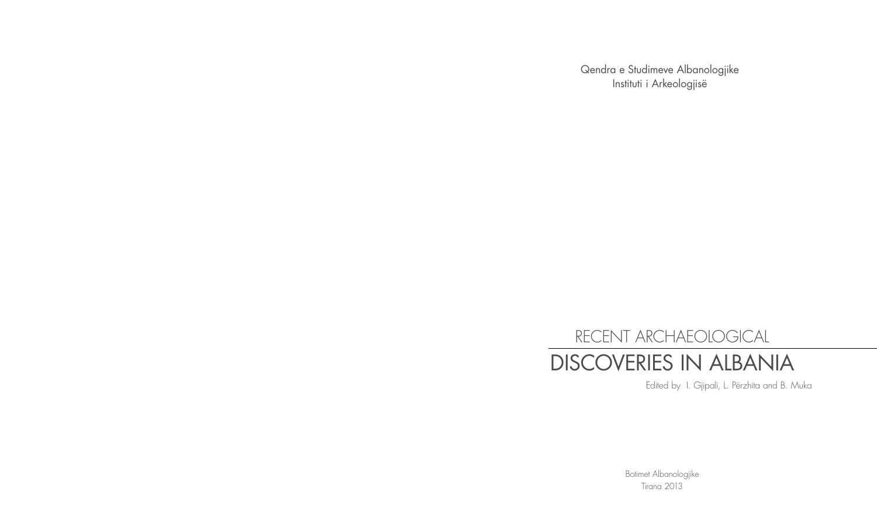Qendra e Studimeve Albanologjike
Instituti i Arkeologjisë

# RECENT ARCHAEOLOGICAL DISCOVERIES IN ALBANIA

Edited by I. Gjipali, L. Përzhita and B. Muka

Botimet Albanologjike
Tirana 2013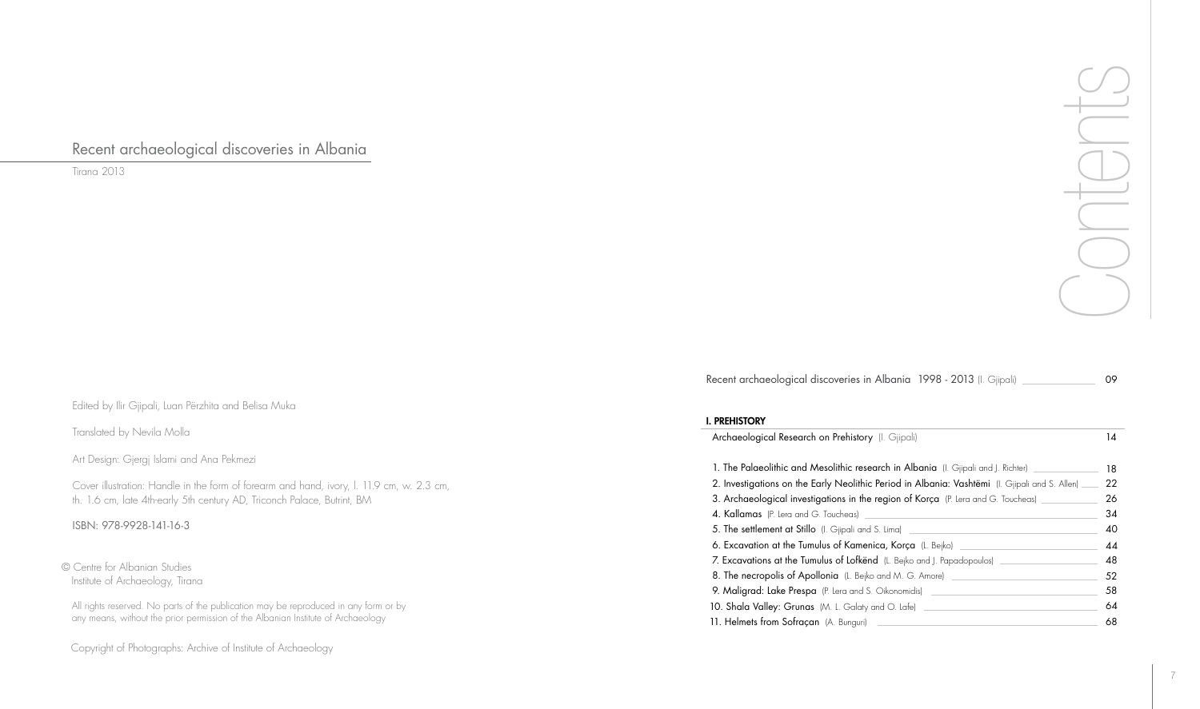# Recent archaeological discoveries in Albania

Tirana 2013

Edited by Ilir Gjipali, Luan Përzhita and Belisa Muka

Translated by Nevila Molla

Art Design: Gjergj Islami and Ana Pekmezi

Cover illustration: Handle in the form of forearm and hand, ivory, l. 11.9 cm, w. 2.3 cm, th. 1.6 cm, late 4th-early 5th century AD, Triconch Palace, Butrint, BM

ISBN: 978-9928-141-16-3

© Centre for Albanian Studies
Institute of Archaeology, Tirana

All rights reserved. No parts of the publication may be reproduced in any form or by any means, without the prior permission of the Albanian Institute of Archaeology

Copyright of Photographs: Archive of Institute of Archaeology

# Contents

Recent archaeological discoveries in Albania 1998 - 2013 (I. Gjipali) — 09

**I. PREHISTORY**

Archaeological Research on Prehistory (I. Gjipali) — 14

1. **The Palaeolithic and Mesolithic research in Albania** (I. Gjipali and J. Richter) — 18
2. **Investigations on the Early Neolithic Period in Albania: Vashtëmi** (I. Gjipali and S. Allen) — 22
3. **Archaeological investigations in the region of Korça** (P. Lera and G. Toucheas) — 26
4. **Kallamas** (P. Lera and G. Toucheas) — 34
5. **The settlement at Stillo** (I. Gjipali and S. Lima) — 40
6. **Excavation at the Tumulus of Kamenica, Korça** (L. Bejko) — 44
7. **Excavations at the Tumulus of Lofkënd** (L. Bejko and J. Papadopoulos) — 48
8. **The necropolis of Apollonia** (L. Bejko and M. G. Amore) — 52
9. **Maligrad: Lake Prespa** (P. Lera and S. Oikonomidis) — 58
10. **Shala Valley: Grunas** (M. L. Galaty and O. Lafe) — 64
11. **Helmets from Sofraçan** (A. Bunguri) — 68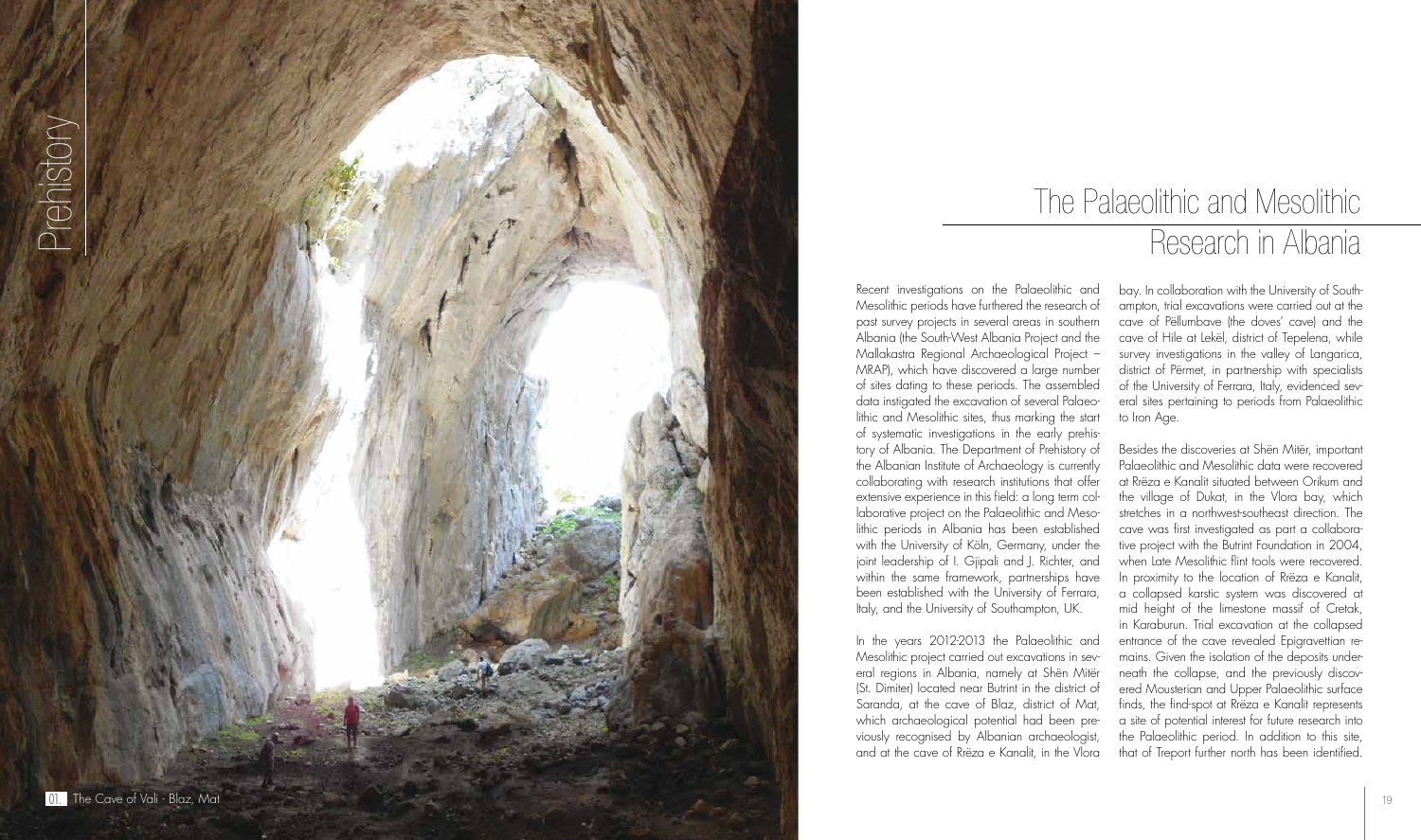# The Palaeolithic and Mesolithic Research in Albania

Recent investigations on the Palaeolithic and Mesolithic periods have furthered the research of past survey projects in several areas in southern Albania (the South-West Albania Project and the Mallakastra Regional Archaeological Project – MRAP), which have discovered a large number of sites dating to these periods. The assembled data instigated the excavation of several Palaeolithic and Mesolithic sites, thus marking the start of systematic investigations in the early prehistory of Albania. The Department of Prehistory of the Albanian Institute of Archaeology is currently collaborating with research institutions that offer extensive experience in this field: a long term collaborative project on the Palaeolithic and Mesolithic periods in Albania has been established with the University of Köln, Germany, under the joint leadership of I. Gjipali and J. Richter, and within the same framework, partnerships have been established with the University of Ferrara, Italy, and the University of Southampton, UK.

In the years 2012-2013 the Palaeolithic and Mesolithic project carried out excavations in several regions in Albania, namely at Shën Mitër (St. Dimiter) located near Butrint in the district of Saranda, at the cave of Blaz, district of Mat, which archaeological potential had been previously recognised by Albanian archaeologist, and at the cave of Rrëza e Kanalit, in the Vlora bay. In collaboration with the University of Southampton, trial excavations were carried out at the cave of Pëllumbave (the doves' cave) and the cave of Hile at Lekël, district of Tepelena, while survey investigations in the valley of Langarica, district of Përmet, in partnership with specialists of the University of Ferrara, Italy, evidenced several sites pertaining to periods from Palaeolithic to Iron Age.

Besides the discoveries at Shën Mitër, important Palaeolithic and Mesolithic data were recovered at Rrëza e Kanalit situated between Orikum and the village of Dukat, in the Vlora bay, which stretches in a northwest-southeast direction. The cave was first investigated as part a collaborative project with the Butrint Foundation in 2004, when Late Mesolithic flint tools were recovered. In proximity to the location of Rrëza e Kanalit, a collapsed karstic system was discovered at mid height of the limestone massif of Cretak, in Karaburun. Trial excavation at the collapsed entrance of the cave revealed Epigravettian remains. Given the isolation of the deposits underneath the collapse, and the previously discovered Mousterian and Upper Palaeolithic surface finds, the find-spot at Rrëza e Kanalit represents a site of potential interest for future research into the Palaeolithic period. In addition to this site, that of Treport further north has been identified.

01. The Cave of Vali - Blaz, Mat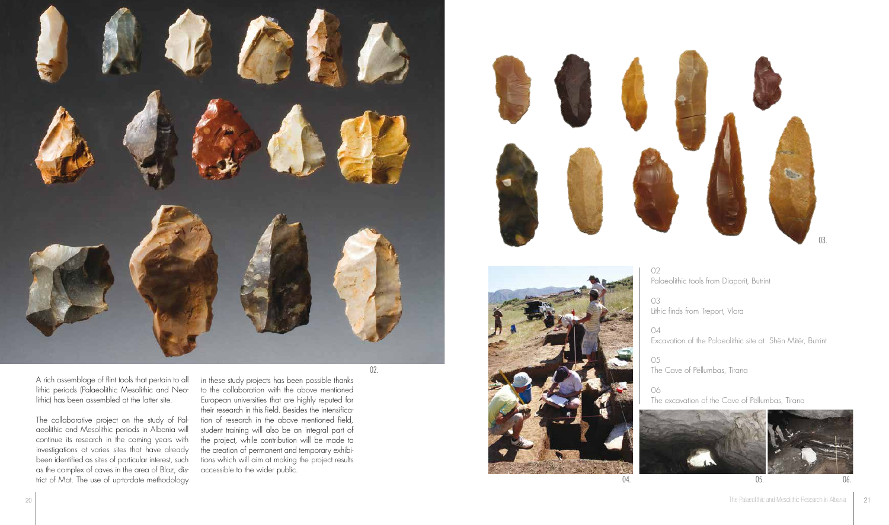A rich assemblage of flint tools that pertain to all lithic periods (Palaeolithic Mesolithic and Neolithic) has been assembled at the latter site.

The collaborative project on the study of Palaeolithic and Mesolithic periods in Albania will continue its research in the coming years with investigations at varies sites that have already been identified as sites of particular interest, such as the complex of caves in the area of Blaz, district of Mat. The use of up-to-date methodology in these study projects has been possible thanks to the collaboration with the above mentioned European universities that are highly reputed for their research in this field. Besides the intensification of research in the above mentioned field, student training will also be an integral part of the project, while contribution will be made to the creation of permanent and temporary exhibitions which will aim at making the project results accessible to the wider public.

02
Palaeolithic tools from Diaporit, Butrint

03
Lithic finds from Treport, Vlora

04
Excavation of the Palaeolithic site at Shën Mitër, Butrint

05
The Cave of Pëllumbas, Tirana

06
The excavation of the Cave of Pëllumbas, Tirana